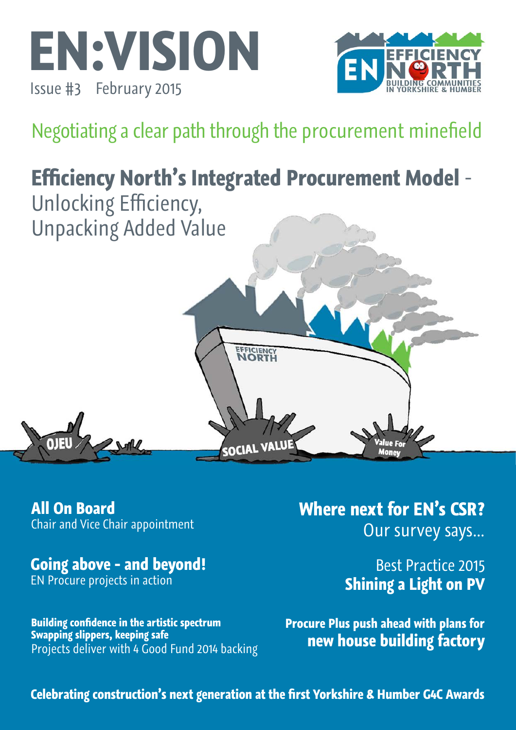# EN:VISION

Issue #3 February 2015

EFFICIENCY NORTH
BUILDING COMMUNITIES IN YORKSHIRE & HUMBER

## Negotiating a clear path through the procurement minefield

## **Efficiency North's Integrated Procurement Model** - Unlocking Efficiency, Unpacking Added Value

OJEU

SOCIAL VALUE

Value For Money

**All On Board**
Chair and Vice Chair appointment

**Going above - and beyond!**
EN Procure projects in action

**Building confidence in the artistic spectrum**
**Swapping slippers, keeping safe**
Projects deliver with 4 Good Fund 2014 backing

**Where next for EN's CSR?**
Our survey says...

Best Practice 2015
**Shining a Light on PV**

**Procure Plus push ahead with plans for new house building factory**

**Celebrating construction's next generation at the first Yorkshire & Humber G4C Awards**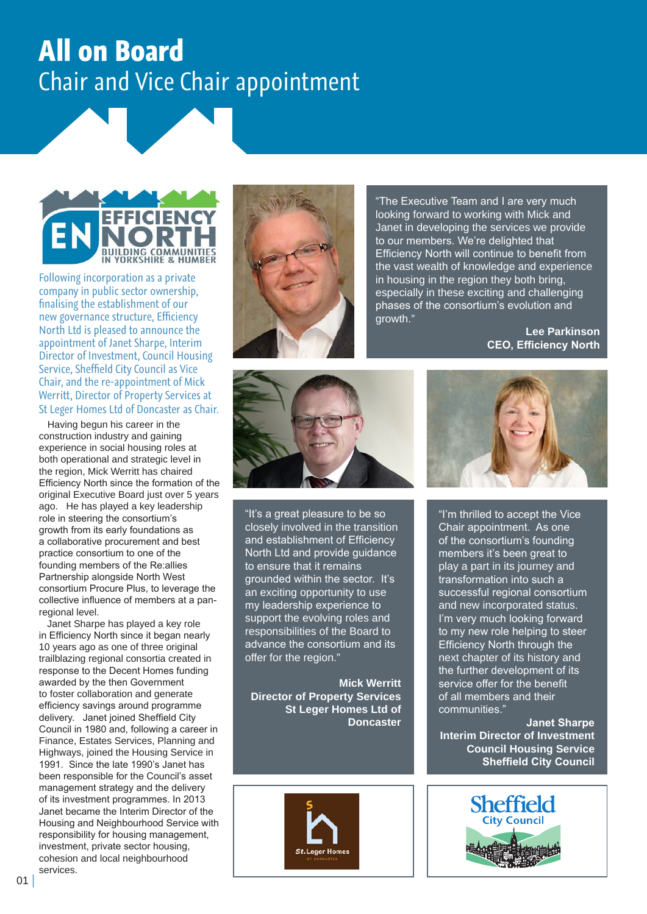# All on Board

## Chair and Vice Chair appointment

EFFICIENCY NORTH
BUILDING COMMUNITIES IN YORKSHIRE & HUMBER

Following incorporation as a private company in public sector ownership, finalising the establishment of our new governance structure, Efficiency North Ltd is pleased to announce the appointment of Janet Sharpe, Interim Director of Investment, Council Housing Service, Sheffield City Council as Vice Chair, and the re-appointment of Mick Werritt, Director of Property Services at St Leger Homes Ltd of Doncaster as Chair.

Having begun his career in the construction industry and gaining experience in social housing roles at both operational and strategic level in the region, Mick Werritt has chaired Efficiency North since the formation of the original Executive Board just over 5 years ago. He has played a key leadership role in steering the consortium's growth from its early foundations as a collaborative procurement and best practice consortium to one of the founding members of the Re:allies Partnership alongside North West consortium Procure Plus, to leverage the collective influence of members at a pan-regional level.

Janet Sharpe has played a key role in Efficiency North since it began nearly 10 years ago as one of three original trailblazing regional consortia created in response to the Decent Homes funding awarded by the then Government to foster collaboration and generate efficiency savings around programme delivery. Janet joined Sheffield City Council in 1980 and, following a career in Finance, Estates Services, Planning and Highways, joined the Housing Service in 1991. Since the late 1990's Janet has been responsible for the Council's asset management strategy and the delivery of its investment programmes. In 2013 Janet became the Interim Director of the Housing and Neighbourhood Service with responsibility for housing management, investment, private sector housing, cohesion and local neighbourhood services.

"The Executive Team and I are very much looking forward to working with Mick and Janet in developing the services we provide to our members. We're delighted that Efficiency North will continue to benefit from the vast wealth of knowledge and experience in housing in the region they both bring, especially in these exciting and challenging phases of the consortium's evolution and growth."

**Lee Parkinson**
**CEO, Efficiency North**

"It's a great pleasure to be so closely involved in the transition and establishment of Efficiency North Ltd and provide guidance to ensure that it remains grounded within the sector. It's an exciting opportunity to use my leadership experience to support the evolving roles and responsibilities of the Board to advance the consortium and its offer for the region."

**Mick Werritt**
**Director of Property Services**
**St Leger Homes Ltd of Doncaster**

"I'm thrilled to accept the Vice Chair appointment. As one of the consortium's founding members it's been great to play a part in its journey and transformation into such a successful regional consortium and new incorporated status. I'm very much looking forward to my new role helping to steer Efficiency North through the next chapter of its history and the further development of its service offer for the benefit of all members and their communities."

**Janet Sharpe**
**Interim Director of Investment**
**Council Housing Service**
**Sheffield City Council**

St.Leger Homes of Doncaster

Sheffield City Council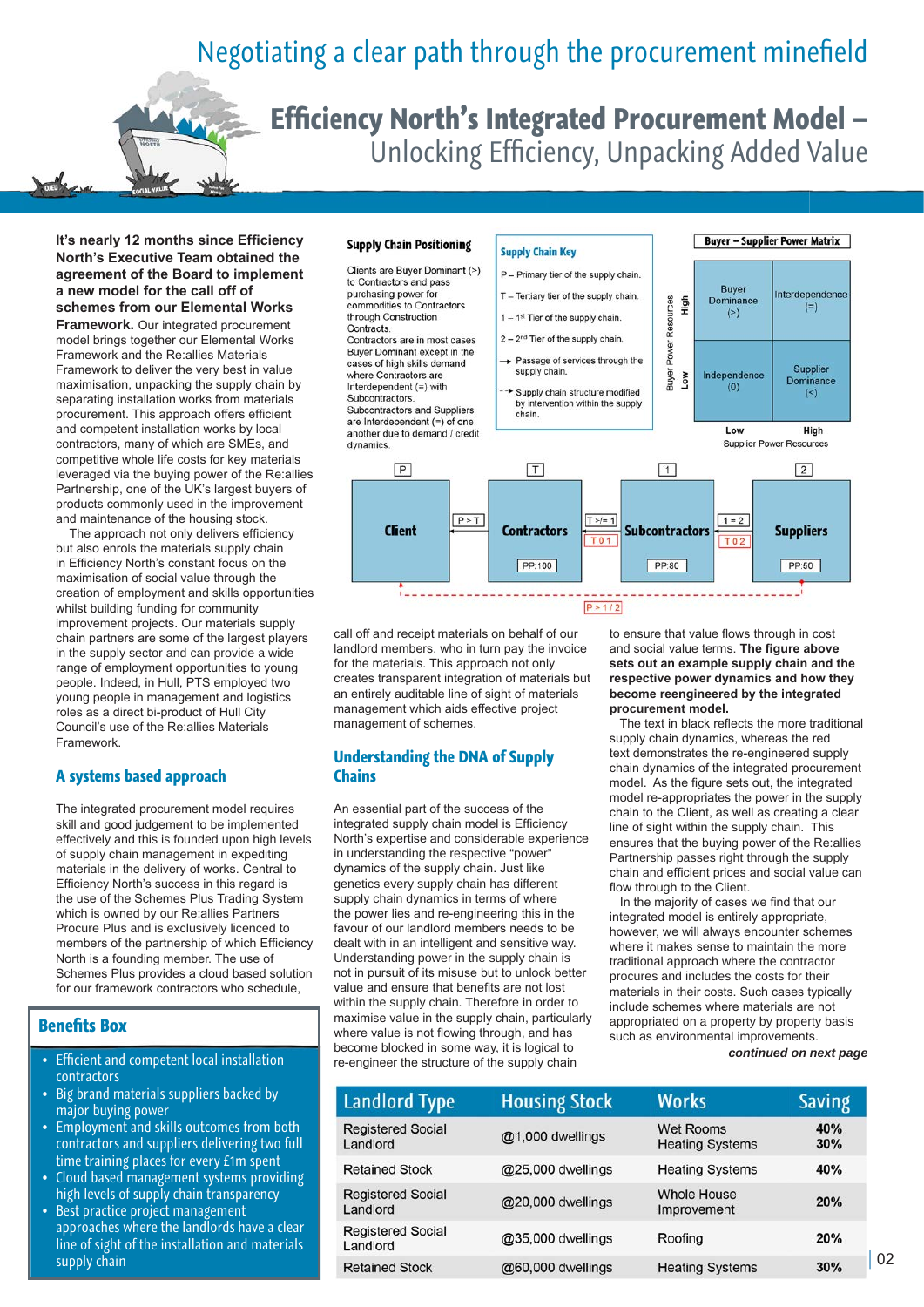# Negotiating a clear path through the procurement minefield

## Efficiency North's Integrated Procurement Model – Unlocking Efficiency, Unpacking Added Value

**It's nearly 12 months since Efficiency North's Executive Team obtained the agreement of the Board to implement a new model for the call off of schemes from our Elemental Works Framework.** Our integrated procurement model brings together our Elemental Works Framework and the Re:allies Materials Framework to deliver the very best in value maximisation, unpacking the supply chain by separating installation works from materials procurement. This approach offers efficient and competent installation works by local contractors, many of which are SMEs, and competitive whole life costs for key materials leveraged via the buying power of the Re:allies Partnership, one of the UK's largest buyers of products commonly used in the improvement and maintenance of the housing stock.

The approach not only delivers efficiency but also enrols the materials supply chain in Efficiency North's constant focus on the maximisation of social value through the creation of employment and skills opportunities whilst building funding for community improvement projects. Our materials supply chain partners are some of the largest players in the supply sector and can provide a wide range of employment opportunities to young people. Indeed, in Hull, PTS employed two young people in management and logistics roles as a direct bi-product of Hull City Council's use of the Re:allies Materials Framework.

### A systems based approach

The integrated procurement model requires skill and good judgement to be implemented effectively and this is founded upon high levels of supply chain management in expediting materials in the delivery of works. Central to Efficiency North's success in this regard is the use of the Schemes Plus Trading System which is owned by our Re:allies Partners Procure Plus and is exclusively licenced to members of the partnership of which Efficiency North is a founding member. The use of Schemes Plus provides a cloud based solution for our framework contractors who schedule, call off and receipt materials on behalf of our landlord members, who in turn pay the invoice for the materials. This approach not only creates transparent integration of materials but an entirely auditable line of sight of materials management which aids effective project management of schemes.

### Benefits Box

- Efficient and competent local installation contractors
- Big brand materials suppliers backed by major buying power
- Employment and skills outcomes from both contractors and suppliers delivering two full time training places for every £1m spent
- Cloud based management systems providing high levels of supply chain transparency
- Best practice project management approaches where the landlords have a clear line of sight of the installation and materials supply chain

### Supply Chain Positioning

Clients are Buyer Dominant (>) to Contractors and pass purchasing power for commodities to Contractors through Construction Contracts.
Contractors are in most cases Buyer Dominant except in the cases of high skills demand where Contractors are Interdependent (=) with Subcontractors.
Subcontractors and Suppliers are Interdependent (=) of one another due to demand / credit dynamics.

**Supply Chain Key**

- P – Primary tier of the supply chain.
- T – Tertiary tier of the supply chain.
- 1 – 1st Tier of the supply chain.
- 2 – 2nd Tier of the supply chain.
- → Passage of services through the supply chain.
- - -→ Supply chain structure modified by intervention within the supply chain.

**Buyer – Supplier Power Matrix**

| Buyer Power Resources | Low Supplier Power Resources | High Supplier Power Resources |
|---|---|---|
| High | Buyer Dominance (>) | Interdependence (=) |
| Low | Independence (0) | Supplier Dominance (<) |

Client [P] → P > T → Contractors [T] (PP:100) → T >/= 1 (T 0 1) → Subcontractors [1] (PP:80) → 1 = 2 (T 0 2) → Suppliers [2] (PP:50); P > 1 / 2

### Understanding the DNA of Supply Chains

An essential part of the success of the integrated supply chain model is Efficiency North's expertise and considerable experience in understanding the respective "power" dynamics of the supply chain. Just like genetics every supply chain has different supply chain dynamics in terms of where the power lies and re-engineering this in the favour of our landlord members needs to be dealt with in an intelligent and sensitive way. Understanding power in the supply chain is not in pursuit of its misuse but to unlock better value and ensure that benefits are not lost within the supply chain. Therefore in order to maximise value in the supply chain, particularly where value is not flowing through, and has become blocked in some way, it is logical to re-engineer the structure of the supply chain to ensure that value flows through in cost and social value terms. **The figure above sets out an example supply chain and the respective power dynamics and how they become reengineered by the integrated procurement model.**

The text in black reflects the more traditional supply chain dynamics, whereas the red text demonstrates the re-engineered supply chain dynamics of the integrated procurement model. As the figure sets out, the integrated model re-appropriates the power in the supply chain to the Client, as well as creating a clear line of sight within the supply chain. This ensures that the buying power of the Re:allies Partnership passes right through the supply chain and efficient prices and social value can flow through to the Client.

In the majority of cases we find that our integrated model is entirely appropriate, however, we will always encounter schemes where it makes sense to maintain the more traditional approach where the contractor procures and includes the costs for their materials in their costs. Such cases typically include schemes where materials are not appropriated on a property by property basis such as environmental improvements.

***continued on next page***

| Landlord Type | Housing Stock | Works | Saving |
|---|---|---|---|
| Registered Social Landlord | @1,000 dwellings | Wet Rooms<br>Heating Systems | 40%<br>30% |
| Retained Stock | @25,000 dwellings | Heating Systems | 40% |
| Registered Social Landlord | @20,000 dwellings | Whole House Improvement | 20% |
| Registered Social Landlord | @35,000 dwellings | Roofing | 20% |
| Retained Stock | @60,000 dwellings | Heating Systems | 30% |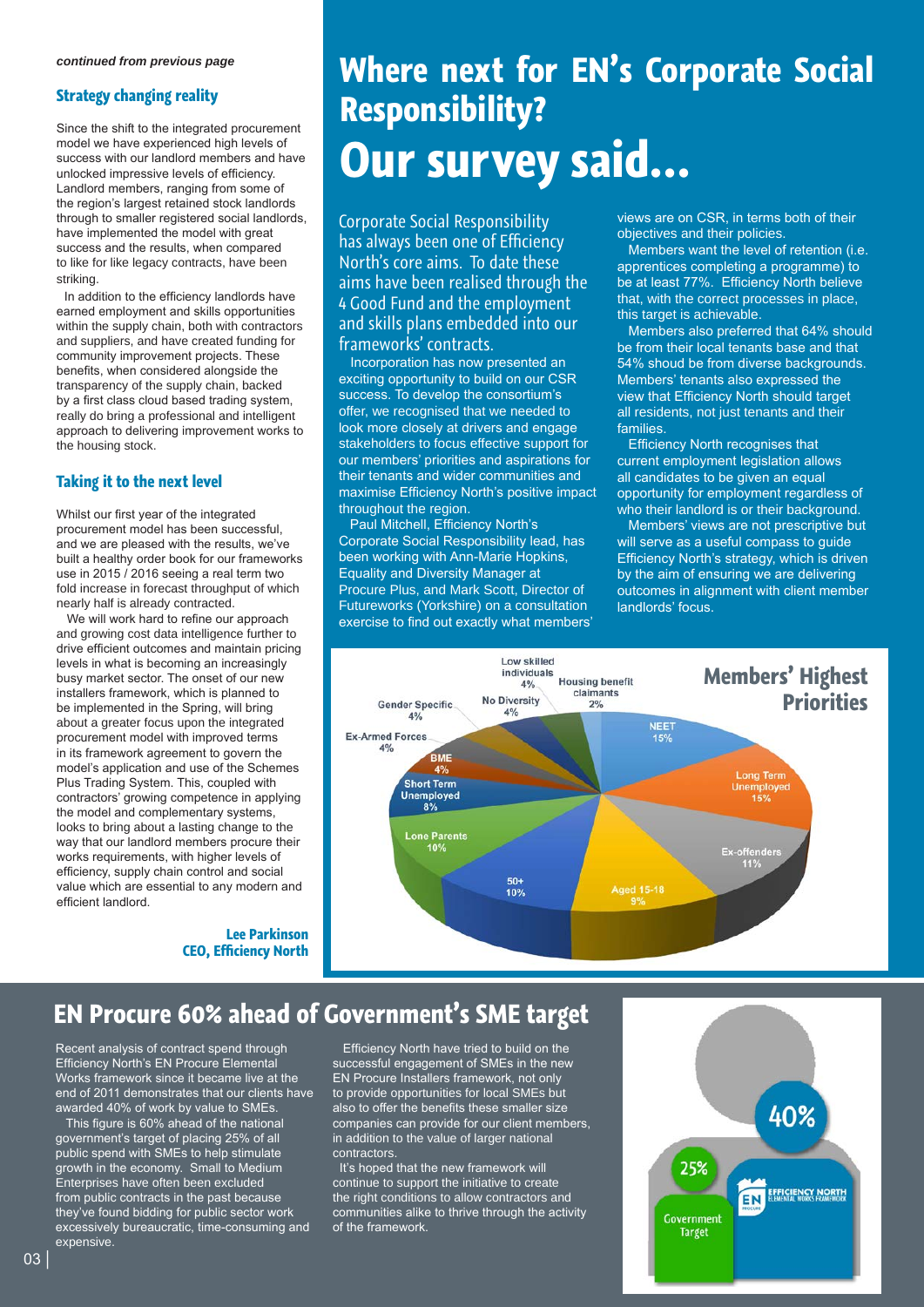*continued from previous page*

### Strategy changing reality

Since the shift to the integrated procurement model we have experienced high levels of success with our landlord members and have unlocked impressive levels of efficiency. Landlord members, ranging from some of the region's largest retained stock landlords through to smaller registered social landlords, have implemented the model with great success and the results, when compared to like for like legacy contracts, have been striking.

In addition to the efficiency landlords have earned employment and skills opportunities within the supply chain, both with contractors and suppliers, and have created funding for community improvement projects. These benefits, when considered alongside the transparency of the supply chain, backed by a first class cloud based trading system, really do bring a professional and intelligent approach to delivering improvement works to the housing stock.

### Taking it to the next level

Whilst our first year of the integrated procurement model has been successful, and we are pleased with the results, we've built a healthy order book for our frameworks use in 2015 / 2016 seeing a real term two fold increase in forecast throughput of which nearly half is already contracted.

We will work hard to refine our approach and growing cost data intelligence further to drive efficient outcomes and maintain pricing levels in what is becoming an increasingly busy market sector. The onset of our new installers framework, which is planned to be implemented in the Spring, will bring about a greater focus upon the integrated procurement model with improved terms in its framework agreement to govern the model's application and use of the Schemes Plus Trading System. This, coupled with contractors' growing competence in applying the model and complementary systems, looks to bring about a lasting change to the way that our landlord members procure their works requirements, with higher levels of efficiency, supply chain control and social value which are essential to any modern and efficient landlord.

**Lee Parkinson**
**CEO, Efficiency North**

# Where next for EN's Corporate Social Responsibility?

# Our survey said...

Corporate Social Responsibility has always been one of Efficiency North's core aims. To date these aims have been realised through the 4 Good Fund and the employment and skills plans embedded into our frameworks' contracts.

Incorporation has now presented an exciting opportunity to build on our CSR success. To develop the consortium's offer, we recognised that we needed to look more closely at drivers and engage stakeholders to focus effective support for our members' priorities and aspirations for their tenants and wider communities and maximise Efficiency North's positive impact throughout the region.

Paul Mitchell, Efficiency North's Corporate Social Responsibility lead, has been working with Ann-Marie Hopkins, Equality and Diversity Manager at Procure Plus, and Mark Scott, Director of Futureworks (Yorkshire) on a consultation exercise to find out exactly what members' views are on CSR, in terms both of their objectives and their policies.

Members want the level of retention (i.e. apprentices completing a programme) to be at least 77%. Efficiency North believe that, with the correct processes in place, this target is achievable.

Members also preferred that 64% should be from their local tenants base and that 54% shoud be from diverse backgrounds. Members' tenants also expressed the view that Efficiency North should target all residents, not just tenants and their families.

Efficiency North recognises that current employment legislation allows all candidates to be given an equal opportunity for employment regardless of who their landlord is or their background.

Members' views are not prescriptive but will serve as a useful compass to guide Efficiency North's strategy, which is driven by the aim of ensuring we are delivering outcomes in alignment with client member landlords' focus.

**Members' Highest Priorities**

| Priority | Share |
|---|---|
| NEET | 15% |
| Long Term Unemployed | 15% |
| Ex-offenders | 11% |
| Aged 15-18 | 9% |
| 50+ | 10% |
| Lone Parents | 10% |
| Short Term Unemployed | 8% |
| BME | 4% |
| Ex-Armed Forces | 4% |
| Gender Specific | 4% |
| No Diversity | 4% |
| Low skilled individuals | 4% |
| Housing benefit claimants | 2% |

## EN Procure 60% ahead of Government's SME target

Recent analysis of contract spend through Efficiency North's EN Procure Elemental Works framework since it became live at the end of 2011 demonstrates that our clients have awarded 40% of work by value to SMEs.

This figure is 60% ahead of the national government's target of placing 25% of all public spend with SMEs to help stimulate growth in the economy. Small to Medium Enterprises have often been excluded from public contracts in the past because they've found bidding for public sector work excessively bureaucratic, time-consuming and expensive.

Efficiency North have tried to build on the successful engagement of SMEs in the new EN Procure Installers framework, not only to provide opportunities for local SMEs but also to offer the benefits these smaller size companies can provide for our client members, in addition to the value of larger national contractors.

It's hoped that the new framework will continue to support the initiative to create the right conditions to allow contractors and communities alike to thrive through the activity of the framework.

25% Government Target

40% EN Procure – Efficiency North Elemental Works Framework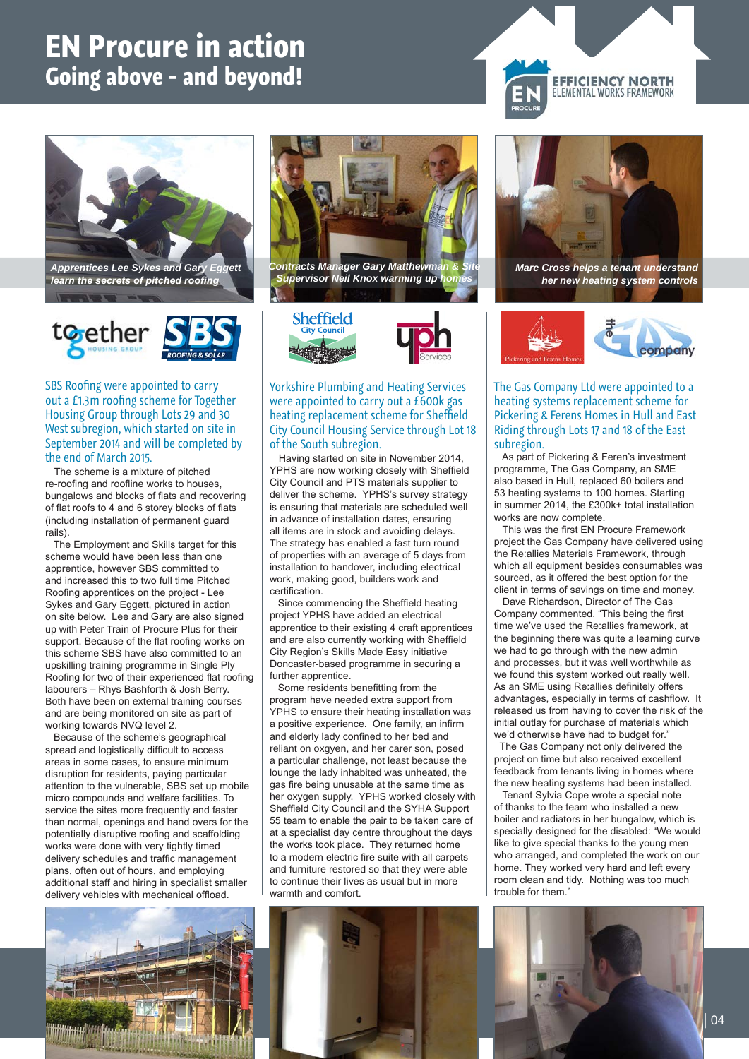# EN Procure in action
## Going above - and beyond!

EFFICIENCY NORTH
ELEMENTAL WORKS FRAMEWORK

*Apprentices Lee Sykes and Gary Eggett learn the secrets of pitched roofing*

### SBS Roofing were appointed to carry out a £1.3m roofing scheme for Together Housing Group through Lots 29 and 30 West subregion, which started on site in September 2014 and will be completed by the end of March 2015.

The scheme is a mixture of pitched re-roofing and roofline works to houses, bungalows and blocks of flats and recovering of flat roofs to 4 and 6 storey blocks of flats (including installation of permanent guard rails).

The Employment and Skills target for this scheme would have been less than one apprentice, however SBS committed to and increased this to two full time Pitched Roofing apprentices on the project - Lee Sykes and Gary Eggett, pictured in action on site below. Lee and Gary are also signed up with Peter Train of Procure Plus for their support. Because of the flat roofing works on this scheme SBS have also committed to an upskilling training programme in Single Ply Roofing for two of their experienced flat roofing labourers – Rhys Bashforth & Josh Berry. Both have been on external training courses and are being monitored on site as part of working towards NVQ level 2.

Because of the scheme's geographical spread and logistically difficult to access areas in some cases, to ensure minimum disruption for residents, paying particular attention to the vulnerable, SBS set up mobile micro compounds and welfare facilities. To service the sites more frequently and faster than normal, openings and hand overs for the potentially disruptive roofing and scaffolding works were done with very tightly timed delivery schedules and traffic management plans, often out of hours, and employing additional staff and hiring in specialist smaller delivery vehicles with mechanical offload.

*Contracts Manager Gary Matthewman & Site Supervisor Neil Knox warming up homes*

### Yorkshire Plumbing and Heating Services were appointed to carry out a £600k gas heating replacement scheme for Sheffield City Council Housing Service through Lot 18 of the South subregion.

Having started on site in November 2014, YPHS are now working closely with Sheffield City Council and PTS materials supplier to deliver the scheme. YPHS's survey strategy is ensuring that materials are scheduled well in advance of installation dates, ensuring all items are in stock and avoiding delays. The strategy has enabled a fast turn round of properties with an average of 5 days from installation to handover, including electrical work, making good, builders work and certification.

Since commencing the Sheffield heating project YPHS have added an electrical apprentice to their existing 4 craft apprentices and are also currently working with Sheffield City Region's Skills Made Easy initiative Doncaster-based programme in securing a further apprentice.

Some residents benefitting from the program have needed extra support from YPHS to ensure their heating installation was a positive experience. One family, an infirm and elderly lady confined to her bed and reliant on oxygen, and her carer son, posed a particular challenge, not least because the lounge the lady inhabited was unheated, the gas fire being unusable at the same time as her oxygen supply. YPHS worked closely with Sheffield City Council and the SYHA Support 55 team to enable the pair to be taken care of at a specialist day centre throughout the days the works took place. They returned home to a modern electric fire suite with all carpets and furniture restored so that they were able to continue their lives as usual but in more warmth and comfort.

*Marc Cross helps a tenant understand her new heating system controls*

### The Gas Company Ltd were appointed to a heating systems replacement scheme for Pickering & Ferens Homes in Hull and East Riding through Lots 17 and 18 of the East subregion.

As part of Pickering & Feren's investment programme, The Gas Company, an SME also based in Hull, replaced 60 boilers and 53 heating systems to 100 homes. Starting in summer 2014, the £300k+ total installation works are now complete.

This was the first EN Procure Framework project the Gas Company have delivered using the Re:allies Materials Framework, through which all equipment besides consumables was sourced, as it offered the best option for the client in terms of savings on time and money.

Dave Richardson, Director of The Gas Company commented, "This being the first time we've used the Re:allies framework, at the beginning there was quite a learning curve we had to go through with the new admin and processes, but it was well worthwhile as we found this system worked out really well. As an SME using Re:allies definitely offers advantages, especially in terms of cashflow. It released us from having to cover the risk of the initial outlay for purchase of materials which we'd otherwise have had to budget for."

The Gas Company not only delivered the project on time but also received excellent feedback from tenants living in homes where the new heating systems had been installed.

Tenant Sylvia Cope wrote a special note of thanks to the team who installed a new boiler and radiators in her bungalow, which is specially designed for the disabled: "We would like to give special thanks to the young men who arranged, and completed the work on our home. They worked very hard and left every room clean and tidy. Nothing was too much trouble for them."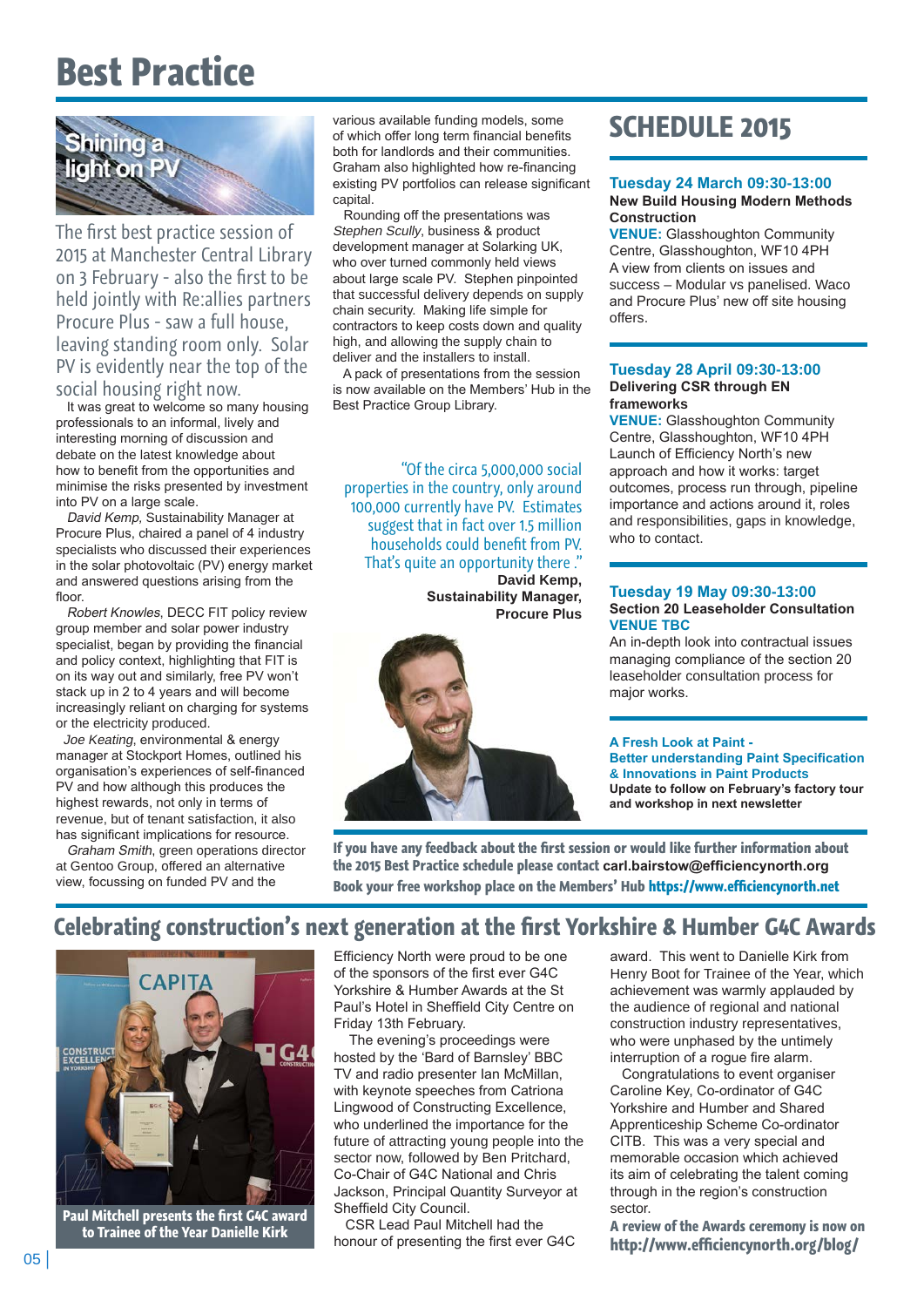# Best Practice

## Shining a light on PV

The first best practice session of 2015 at Manchester Central Library on 3 February - also the first to be held jointly with Re:allies partners Procure Plus - saw a full house, leaving standing room only. Solar PV is evidently near the top of the social housing right now.

It was great to welcome so many housing professionals to an informal, lively and interesting morning of discussion and debate on the latest knowledge about how to benefit from the opportunities and minimise the risks presented by investment into PV on a large scale.

*David Kemp,* Sustainability Manager at Procure Plus, chaired a panel of 4 industry specialists who discussed their experiences in the solar photovoltaic (PV) energy market and answered questions arising from the floor.

*Robert Knowles*, DECC FIT policy review group member and solar power industry specialist, began by providing the financial and policy context, highlighting that FIT is on its way out and similarly, free PV won't stack up in 2 to 4 years and will become increasingly reliant on charging for systems or the electricity produced.

*Joe Keating,* environmental & energy manager at Stockport Homes, outlined his organisation's experiences of self-financed PV and how although this produces the highest rewards, not only in terms of revenue, but of tenant satisfaction, it also has significant implications for resource.

*Graham Smith*, green operations director at Gentoo Group, offered an alternative view, focussing on funded PV and the various available funding models, some of which offer long term financial benefits both for landlords and their communities. Graham also highlighted how re-financing existing PV portfolios can release significant capital.

Rounding off the presentations was *Stephen Scully*, business & product development manager at Solarking UK, who over turned commonly held views about large scale PV. Stephen pinpointed that successful delivery depends on supply chain security. Making life simple for contractors to keep costs down and quality high, and allowing the supply chain to deliver and the installers to install.

A pack of presentations from the session is now available on the Members' Hub in the Best Practice Group Library.

> "Of the circa 5,000,000 social properties in the country, only around 100,000 currently have PV. Estimates suggest that in fact over 1.5 million households could benefit from PV. That's quite an opportunity there ."
>
> **David Kemp, Sustainability Manager, Procure Plus**

## SCHEDULE 2015

### Tuesday 24 March 09:30-13:00
**New Build Housing Modern Methods Construction**

**VENUE:** Glasshoughton Community Centre, Glasshoughton, WF10 4PH

A view from clients on issues and success – Modular vs panelised. Waco and Procure Plus' new off site housing offers.

### Tuesday 28 April 09:30-13:00
**Delivering CSR through EN frameworks**

**VENUE:** Glasshoughton Community Centre, Glasshoughton, WF10 4PH

Launch of Efficiency North's new approach and how it works: target outcomes, process run through, pipeline importance and actions around it, roles and responsibilities, gaps in knowledge, who to contact.

### Tuesday 19 May 09:30-13:00
**Section 20 Leaseholder Consultation**

**VENUE TBC**

An in-depth look into contractual issues managing compliance of the section 20 leaseholder consultation process for major works.

**A Fresh Look at Paint - Better understanding Paint Specification & Innovations in Paint Products**

**Update to follow on February's factory tour and workshop in next newsletter**

**If you have any feedback about the first session or would like further information about the 2015 Best Practice schedule please contact carl.bairstow@efficiencynorth.org**

**Book your free workshop place on the Members' Hub https://www.efficiencynorth.net**

## Celebrating construction's next generation at the first Yorkshire & Humber G4C Awards

**Paul Mitchell presents the first G4C award to Trainee of the Year Danielle Kirk**

Efficiency North were proud to be one of the sponsors of the first ever G4C Yorkshire & Humber Awards at the St Paul's Hotel in Sheffield City Centre on Friday 13th February.

The evening's proceedings were hosted by the 'Bard of Barnsley' BBC TV and radio presenter Ian McMillan, with keynote speeches from Catriona Lingwood of Constructing Excellence, who underlined the importance for the future of attracting young people into the sector now, followed by Ben Pritchard, Co-Chair of G4C National and Chris Jackson, Principal Quantity Surveyor at Sheffield City Council.

CSR Lead Paul Mitchell had the honour of presenting the first ever G4C award. This went to Danielle Kirk from Henry Boot for Trainee of the Year, which achievement was warmly applauded by the audience of regional and national construction industry representatives, who were unphased by the untimely interruption of a rogue fire alarm.

Congratulations to event organiser Caroline Key, Co-ordinator of G4C Yorkshire and Humber and Shared Apprenticeship Scheme Co-ordinator CITB. This was a very special and memorable occasion which achieved its aim of celebrating the talent coming through in the region's construction sector.

**A review of the Awards ceremony is now on http://www.efficiencynorth.org/blog/**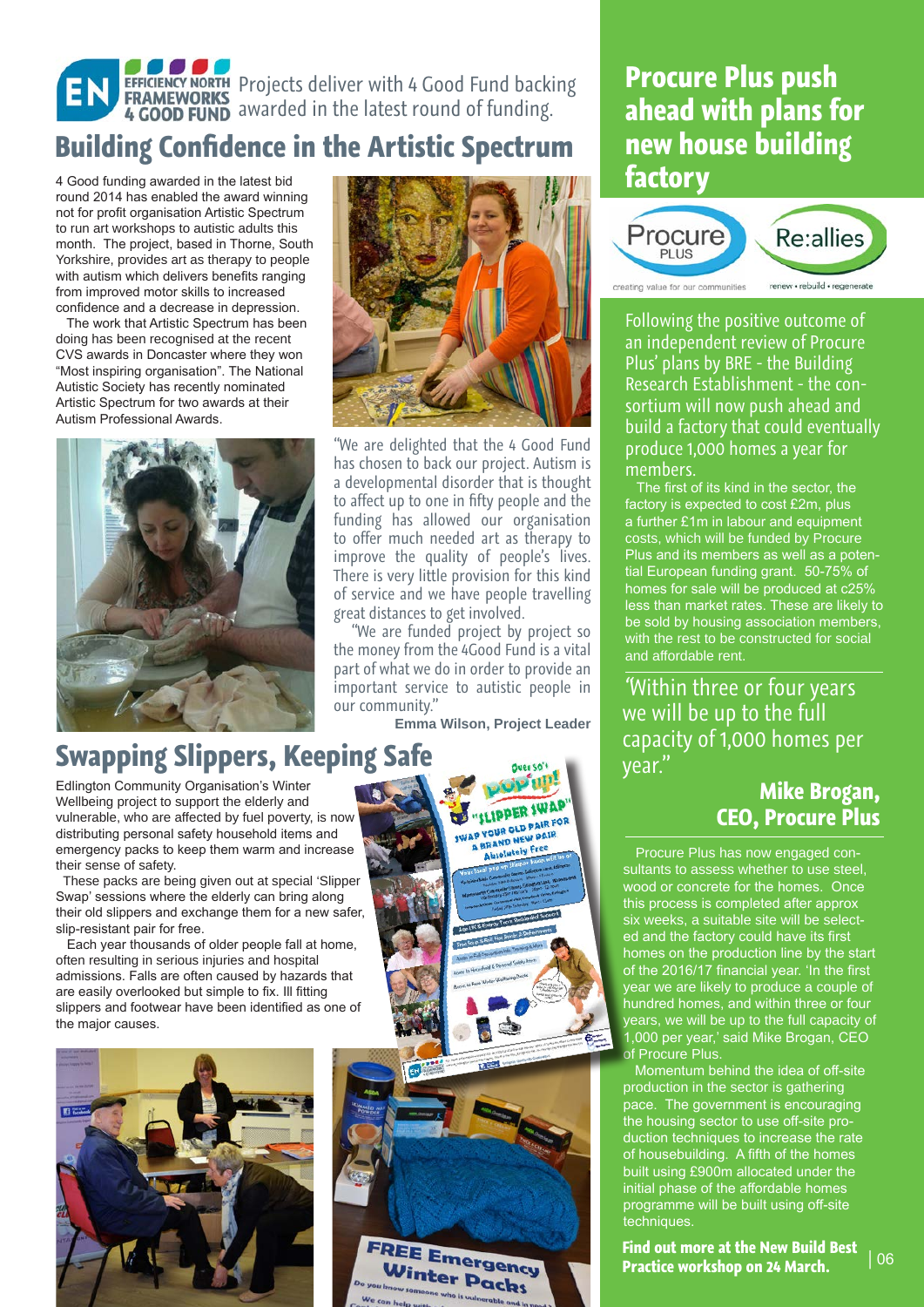Projects deliver with 4 Good Fund backing awarded in the latest round of funding.

## Building Confidence in the Artistic Spectrum

4 Good funding awarded in the latest bid round 2014 has enabled the award winning not for profit organisation Artistic Spectrum to run art workshops to autistic adults this month. The project, based in Thorne, South Yorkshire, provides art as therapy to people with autism which delivers benefits ranging from improved motor skills to increased confidence and a decrease in depression.

The work that Artistic Spectrum has been doing has been recognised at the recent CVS awards in Doncaster where they won "Most inspiring organisation". The National Autistic Society has recently nominated Artistic Spectrum for two awards at their Autism Professional Awards.

"We are delighted that the 4 Good Fund has chosen to back our project. Autism is a developmental disorder that is thought to affect up to one in fifty people and the funding has allowed our organisation to offer much needed art as therapy to improve the quality of people's lives. There is very little provision for this kind of service and we have people travelling great distances to get involved.

"We are funded project by project so the money from the 4Good Fund is a vital part of what we do in order to provide an important service to autistic people in our community."

**Emma Wilson, Project Leader**

## Swapping Slippers, Keeping Safe

Edlington Community Organisation's Winter Wellbeing project to support the elderly and vulnerable, who are affected by fuel poverty, is now distributing personal safety household items and emergency packs to keep them warm and increase their sense of safety.

These packs are being given out at special 'Slipper Swap' sessions where the elderly can bring along their old slippers and exchange them for a new safer, slip-resistant pair for free.

Each year thousands of older people fall at home, often resulting in serious injuries and hospital admissions. Falls are often caused by hazards that are easily overlooked but simple to fix. Ill fitting slippers and footwear have been identified as one of the major causes.

## Procure Plus push ahead with plans for new house building factory

Following the positive outcome of an independent review of Procure Plus' plans by BRE - the Building Research Establishment - the consortium will now push ahead and build a factory that could eventually produce 1,000 homes a year for members.

The first of its kind in the sector, the factory is expected to cost £2m, plus a further £1m in labour and equipment costs, which will be funded by Procure Plus and its members as well as a potential European funding grant. 50-75% of homes for sale will be produced at c25% less than market rates. These are likely to be sold by housing association members, with the rest to be constructed for social and affordable rent.

'Within three or four years we will be up to the full capacity of 1,000 homes per year."

**Mike Brogan, CEO, Procure Plus**

Procure Plus has now engaged consultants to assess whether to use steel, wood or concrete for the homes. Once this process is completed after approx six weeks, a suitable site will be selected and the factory could have its first homes on the production line by the start of the 2016/17 financial year. 'In the first year we are likely to produce a couple of hundred homes, and within three or four years, we will be up to the full capacity of 1,000 per year,' said Mike Brogan, CEO of Procure Plus.

Momentum behind the idea of off-site production in the sector is gathering pace. The government is encouraging the housing sector to use off-site production techniques to increase the rate of housebuilding. A fifth of the homes built using £900m allocated under the initial phase of the affordable homes programme will be built using off-site techniques.

**Find out more at the New Build Best Practice workshop on 24 March.**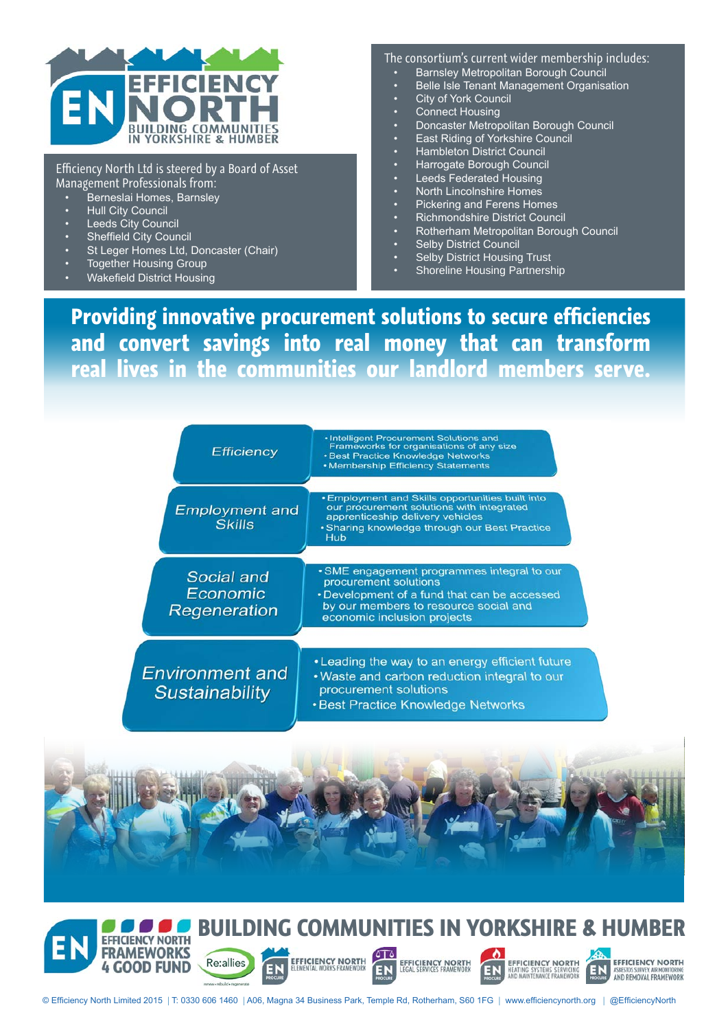EFFICIENCY NORTH
BUILDING COMMUNITIES IN YORKSHIRE & HUMBER

Efficiency North Ltd is steered by a Board of Asset Management Professionals from:

- Berneslai Homes, Barnsley
- Hull City Council
- Leeds City Council
- Sheffield City Council
- St Leger Homes Ltd, Doncaster (Chair)
- Together Housing Group
- Wakefield District Housing

The consortium's current wider membership includes:

- Barnsley Metropolitan Borough Council
- Belle Isle Tenant Management Organisation
- City of York Council
- Connect Housing
- Doncaster Metropolitan Borough Council
- East Riding of Yorkshire Council
- Hambleton District Council
- Harrogate Borough Council
- Leeds Federated Housing
- North Lincolnshire Homes
- Pickering and Ferens Homes
- Richmondshire District Council
- Rotherham Metropolitan Borough Council
- Selby District Council
- Selby District Housing Trust
- Shoreline Housing Partnership

## Providing innovative procurement solutions to secure efficiencies and convert savings into real money that can transform real lives in the communities our landlord members serve.

**Efficiency**
- Intelligent Procurement Solutions and Frameworks for organisations of any size
- Best Practice Knowledge Networks
- Membership Efficiency Statements

**Employment and Skills**
- Employment and Skills opportunities built into our procurement solutions with integrated apprenticeship delivery vehicles
- Sharing knowledge through our Best Practice Hub

**Social and Economic Regeneration**
- SME engagement programmes integral to our procurement solutions
- Development of a fund that can be accessed by our members to resource social and economic inclusion projects

**Environment and Sustainability**
- Leading the way to an energy efficient future
- Waste and carbon reduction integral to our procurement solutions
- Best Practice Knowledge Networks

EN EFFICIENCY NORTH FRAMEWORKS 4 GOOD FUND

**BUILDING COMMUNITIES IN YORKSHIRE & HUMBER**

Re:allies | EFFICIENCY NORTH ELEMENTAL WORKS FRAMEWORK | EFFICIENCY NORTH LEGAL SERVICES FRAMEWORK | EFFICIENCY NORTH HEATING SYSTEMS SERVICING AND MAINTENANCE FRAMEWORK | EFFICIENCY NORTH ASBESTOS SURVEY AIR MONITORING AND REMOVAL FRAMEWORK

© Efficiency North Limited 2015 | T: 0330 606 1460 | A06, Magna 34 Business Park, Temple Rd, Rotherham, S60 1FG | www.efficiencynorth.org | @EfficiencyNorth